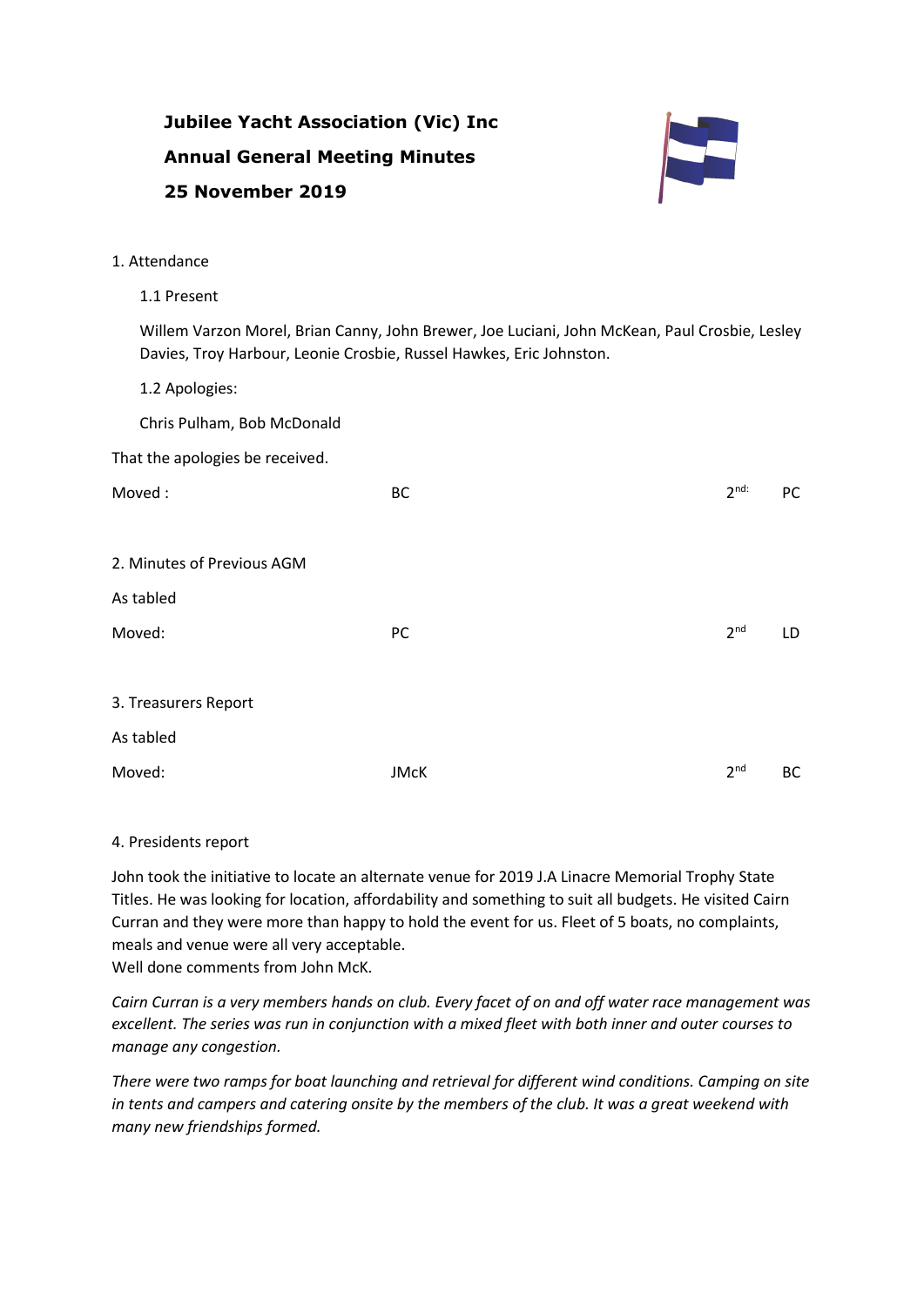**Jubilee Yacht Association (Vic) Inc**

**Annual General Meeting Minutes**

**25 November 2019**

1. Attendance

1.1 Present

Willem Varzon Morel, Brian Canny, John Brewer, Joe Luciani, John McKean, Paul Crosbie, Lesley Davies, Troy Harbour, Leonie Crosbie, Russel Hawkes, Eric Johnston.

1.2 Apologies:

Chris Pulham, Bob McDonald

That the apologies be received.

Moved : BC 2nd: PC

2. Minutes of Previous AGM

As tabled

Moved: PC 2nd LD

3. Treasurers Report

As tabled

Moved: JMcK 2nd BC

4. Presidents report

John took the initiative to locate an alternate venue for 2019 J.A Linacre Memorial Trophy State Titles. He was looking for location, affordability and something to suit all budgets. He visited Cairn Curran and they were more than happy to hold the event for us. Fleet of 5 boats, no complaints, meals and venue were all very acceptable.
Well done comments from John McK.

*Cairn Curran is a very members hands on club. Every facet of on and off water race management was excellent. The series was run in conjunction with a mixed fleet with both inner and outer courses to manage any congestion.*

*There were two ramps for boat launching and retrieval for different wind conditions. Camping on site in tents and campers and catering onsite by the members of the club. It was a great weekend with many new friendships formed.*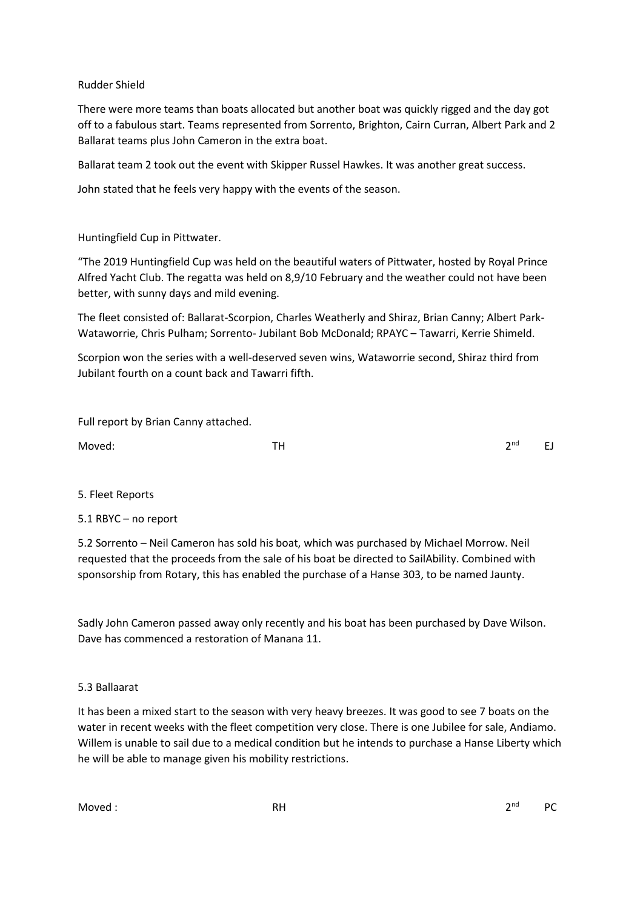Rudder Shield

There were more teams than boats allocated but another boat was quickly rigged and the day got off to a fabulous start. Teams represented from Sorrento, Brighton, Cairn Curran, Albert Park and 2 Ballarat teams plus John Cameron in the extra boat.

Ballarat team 2 took out the event with Skipper Russel Hawkes. It was another great success.

John stated that he feels very happy with the events of the season.

Huntingfield Cup in Pittwater.

"The 2019 Huntingfield Cup was held on the beautiful waters of Pittwater, hosted by Royal Prince Alfred Yacht Club. The regatta was held on 8,9/10 February and the weather could not have been better, with sunny days and mild evening.

The fleet consisted of: Ballarat-Scorpion, Charles Weatherly and Shiraz, Brian Canny; Albert Park-Wataworrie, Chris Pulham; Sorrento- Jubilant Bob McDonald; RPAYC – Tawarri, Kerrie Shimeld.

Scorpion won the series with a well-deserved seven wins, Wataworrie second, Shiraz third from Jubilant fourth on a count back and Tawarri fifth.

Full report by Brian Canny attached.

Moved: TH 2nd EJ

5. Fleet Reports

5.1 RBYC – no report

5.2 Sorrento – Neil Cameron has sold his boat, which was purchased by Michael Morrow. Neil requested that the proceeds from the sale of his boat be directed to SailAbility. Combined with sponsorship from Rotary, this has enabled the purchase of a Hanse 303, to be named Jaunty.

Sadly John Cameron passed away only recently and his boat has been purchased by Dave Wilson. Dave has commenced a restoration of Manana 11.

5.3 Ballaarat

It has been a mixed start to the season with very heavy breezes. It was good to see 7 boats on the water in recent weeks with the fleet competition very close. There is one Jubilee for sale, Andiamo. Willem is unable to sail due to a medical condition but he intends to purchase a Hanse Liberty which he will be able to manage given his mobility restrictions.

Moved : RH 2nd PC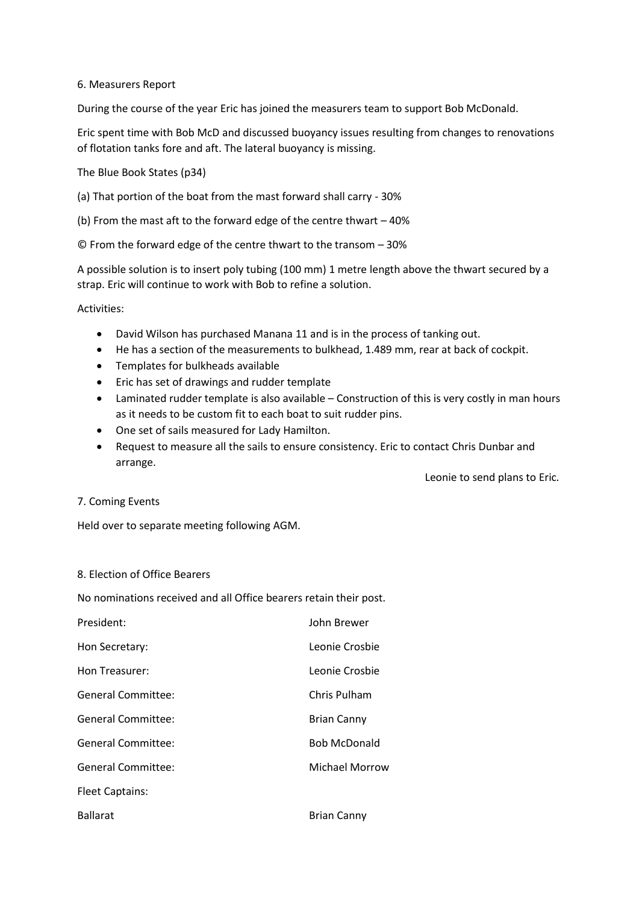6. Measurers Report

During the course of the year Eric has joined the measurers team to support Bob McDonald.

Eric spent time with Bob McD and discussed buoyancy issues resulting from changes to renovations of flotation tanks fore and aft. The lateral buoyancy is missing.

The Blue Book States (p34)

(a) That portion of the boat from the mast forward shall carry - 30%

(b) From the mast aft to the forward edge of the centre thwart – 40%

© From the forward edge of the centre thwart to the transom – 30%

A possible solution is to insert poly tubing (100 mm) 1 metre length above the thwart secured by a strap. Eric will continue to work with Bob to refine a solution.

Activities:

- David Wilson has purchased Manana 11 and is in the process of tanking out.
- He has a section of the measurements to bulkhead, 1.489 mm, rear at back of cockpit.
- Templates for bulkheads available
- Eric has set of drawings and rudder template
- Laminated rudder template is also available – Construction of this is very costly in man hours as it needs to be custom fit to each boat to suit rudder pins.
- One set of sails measured for Lady Hamilton.
- Request to measure all the sails to ensure consistency. Eric to contact Chris Dunbar and arrange.

Leonie to send plans to Eric.

7. Coming Events

Held over to separate meeting following AGM.

8. Election of Office Bearers

No nominations received and all Office bearers retain their post.

| | |
|---|---|
| President: | John Brewer |
| Hon Secretary: | Leonie Crosbie |
| Hon Treasurer: | Leonie Crosbie |
| General Committee: | Chris Pulham |
| General Committee: | Brian Canny |
| General Committee: | Bob McDonald |
| General Committee: | Michael Morrow |
| Fleet Captains: | |
| Ballarat | Brian Canny |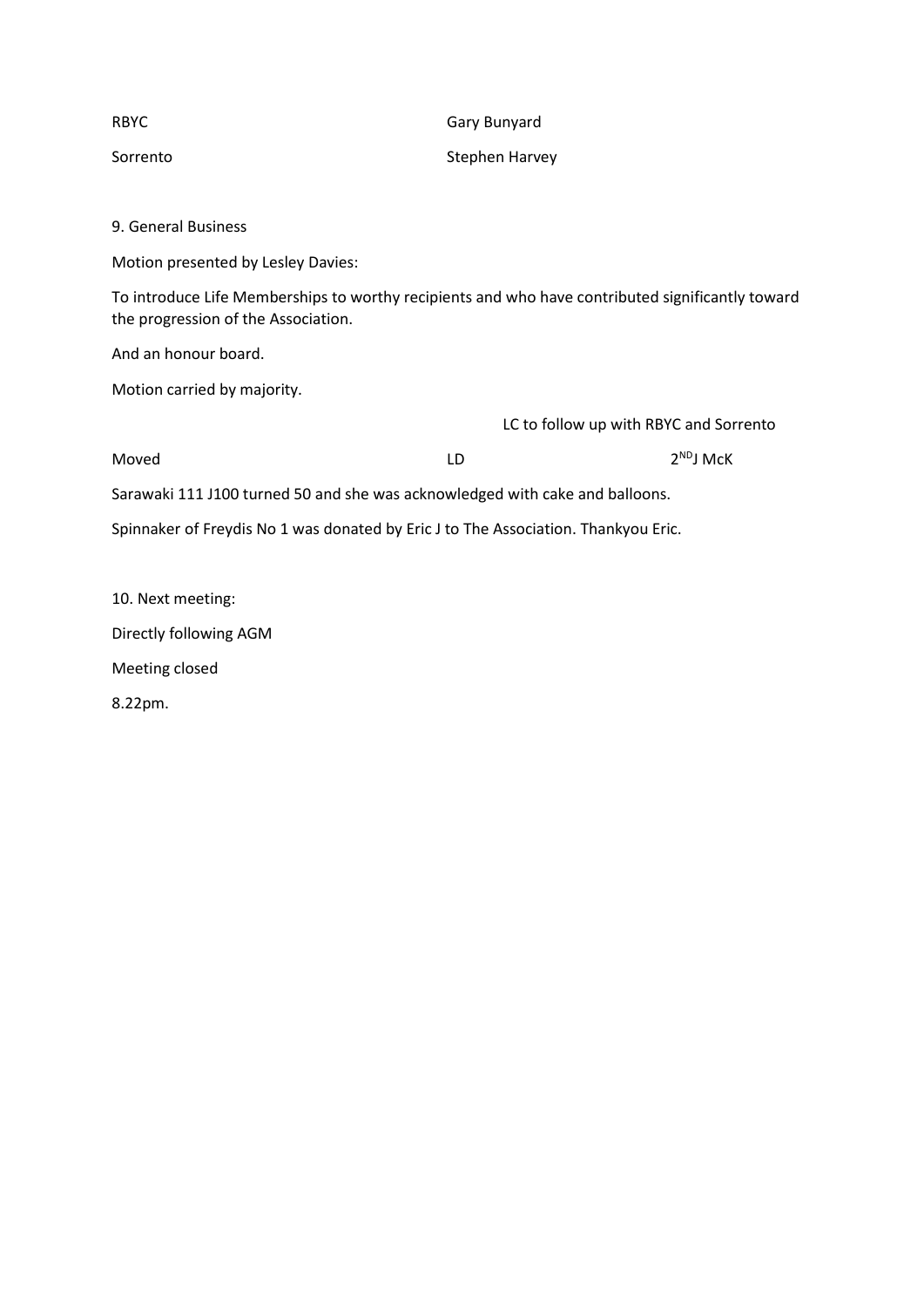| | |
|---|---|
| RBYC | Gary Bunyard |
| Sorrento | Stephen Harvey |

9. General Business

Motion presented by Lesley Davies:

To introduce Life Memberships to worthy recipients and who have contributed significantly toward the progression of the Association.

And an honour board.

Motion carried by majority.

LC to follow up with RBYC and Sorrento

| | | |
|---|---|---|
| Moved | LD | 2ND J McK |

Sarawaki 111 J100 turned 50 and she was acknowledged with cake and balloons.

Spinnaker of Freydis No 1 was donated by Eric J to The Association. Thankyou Eric.

10. Next meeting:

Directly following AGM

Meeting closed

8.22pm.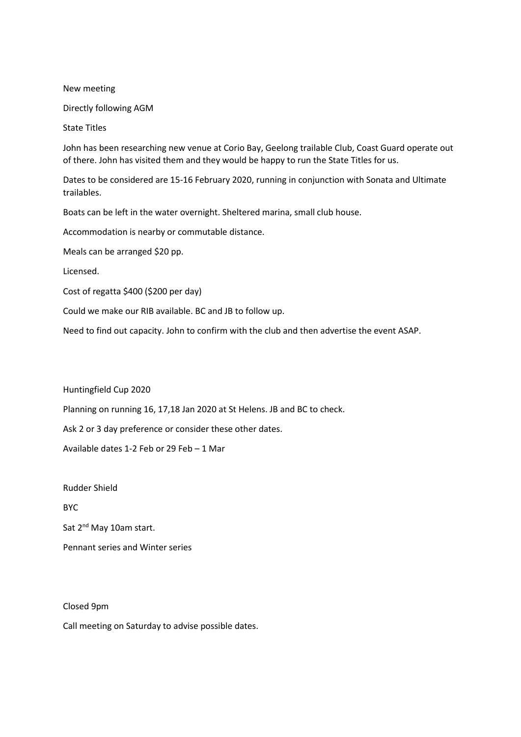New meeting

Directly following AGM

State Titles

John has been researching new venue at Corio Bay, Geelong trailable Club, Coast Guard operate out of there. John has visited them and they would be happy to run the State Titles for us.

Dates to be considered are 15-16 February 2020, running in conjunction with Sonata and Ultimate trailables.

Boats can be left in the water overnight. Sheltered marina, small club house.

Accommodation is nearby or commutable distance.

Meals can be arranged $20 pp.

Licensed.

Cost of regatta $400 ($200 per day)

Could we make our RIB available. BC and JB to follow up.

Need to find out capacity. John to confirm with the club and then advertise the event ASAP.

Huntingfield Cup 2020

Planning on running 16, 17,18 Jan 2020 at St Helens. JB and BC to check.

Ask 2 or 3 day preference or consider these other dates.

Available dates 1-2 Feb or 29 Feb – 1 Mar

Rudder Shield

BYC

Sat 2nd May 10am start.

Pennant series and Winter series

Closed 9pm

Call meeting on Saturday to advise possible dates.